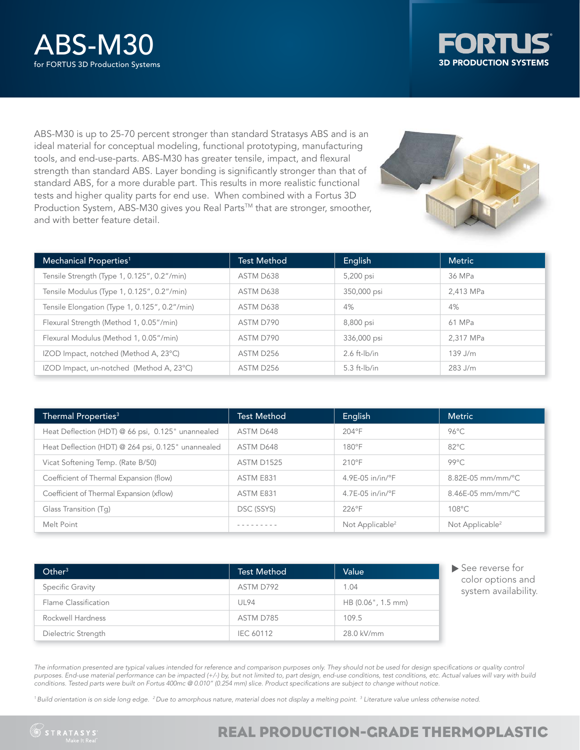# ABS-M30

for FORTUS 3D Production Systems

FORTUS 3D PRODUCTION SYSTEMS

ABS-M30 is up to 25-70 percent stronger than standard Stratasys ABS and is an ideal material for conceptual modeling, functional prototyping, manufacturing tools, and end-use-parts. ABS-M30 has greater tensile, impact, and flexural strength than standard ABS. Layer bonding is significantly stronger than that of standard ABS, for a more durable part. This results in more realistic functional tests and higher quality parts for end use. When combined with a Fortus 3D Production System, ABS-M30 gives you Real Parts™ that are stronger, smoother, and with better feature detail.

| Mechanical Properties[1] | Test Method | English | Metric |
| --- | --- | --- | --- |
| Tensile Strength (Type 1, 0.125", 0.2"/min) | ASTM D638 | 5,200 psi | 36 MPa |
| Tensile Modulus (Type 1, 0.125", 0.2"/min) | ASTM D638 | 350,000 psi | 2,413 MPa |
| Tensile Elongation (Type 1, 0.125", 0.2"/min) | ASTM D638 | 4% | 4% |
| Flexural Strength (Method 1, 0.05"/min) | ASTM D790 | 8,800 psi | 61 MPa |
| Flexural Modulus (Method 1, 0.05"/min) | ASTM D790 | 336,000 psi | 2,317 MPa |
| IZOD Impact, notched (Method A, 23°C) | ASTM D256 | 2.6 ft-lb/in | 139 J/m |
| IZOD Impact, un-notched (Method A, 23°C) | ASTM D256 | 5.3 ft-lb/in | 283 J/m |

| Thermal Properties[3] | Test Method | English | Metric |
| --- | --- | --- | --- |
| Heat Deflection (HDT) @ 66 psi, 0.125" unannealed | ASTM D648 | 204°F | 96°C |
| Heat Deflection (HDT) @ 264 psi, 0.125" unannealed | ASTM D648 | 180°F | 82°C |
| Vicat Softening Temp. (Rate B/50) | ASTM D1525 | 210°F | 99°C |
| Coefficient of Thermal Expansion (flow) | ASTM E831 | 4.9E-05 in/in/°F | 8.82E-05 mm/mm/°C |
| Coefficient of Thermal Expansion (xflow) | ASTM E831 | 4.7E-05 in/in/°F | 8.46E-05 mm/mm/°C |
| Glass Transition (Tg) | DSC (SSYS) | 226°F | 108°C |
| Melt Point | --------- | Not Applicable[2] | Not Applicable[2] |

| Other[3] | Test Method | Value |
| --- | --- | --- |
| Specific Gravity | ASTM D792 | 1.04 |
| Flame Classification | UL94 | HB (0.06", 1.5 mm) |
| Rockwell Hardness | ASTM D785 | 109.5 |
| Dielectric Strength | IEC 60112 | 28.0 kV/mm |

▶ See reverse for color options and system availability.

*The information presented are typical values intended for reference and comparison purposes only. They should not be used for design specifications or quality control purposes. End-use material performance can be impacted (+/-) by, but not limited to, part design, end-use conditions, test conditions, etc. Actual values will vary with build conditions. Tested parts were built on Fortus 400mc @ 0.010" (0.254 mm) slice. Product specifications are subject to change without notice.*

*[1] Build orientation is on side long edge. [2] Due to amorphous nature, material does not display a melting point. [3] Literature value unless otherwise noted.*

STRATASYS Make It Real™

REAL PRODUCTION-GRADE THERMOPLASTIC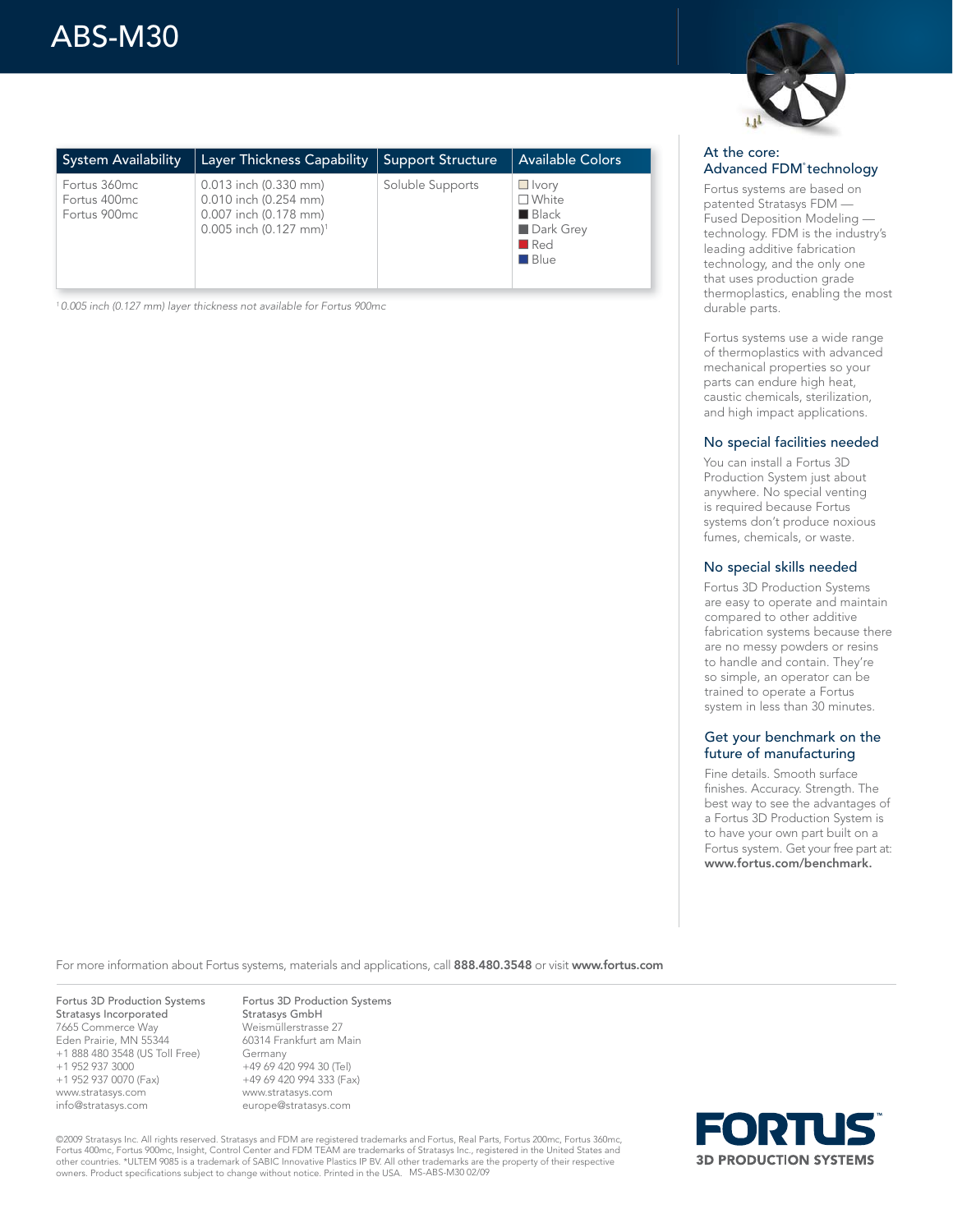# ABS-M30

| System Availability | Layer Thickness Capability | Support Structure | Available Colors |
| --- | --- | --- | --- |
| Fortus 360mc<br>Fortus 400mc<br>Fortus 900mc | 0.013 inch (0.330 mm)<br>0.010 inch (0.254 mm)<br>0.007 inch (0.178 mm)<br>0.005 inch (0.127 mm)[1] | Soluble Supports | Ivory<br>White<br>Black<br>Dark Grey<br>Red<br>Blue |

*[1] 0.005 inch (0.127 mm) layer thickness not available for Fortus 900mc*

## At the core: Advanced FDM® technology

Fortus systems are based on patented Stratasys FDM — Fused Deposition Modeling — technology. FDM is the industry's leading additive fabrication technology, and the only one that uses production grade thermoplastics, enabling the most durable parts.

Fortus systems use a wide range of thermoplastics with advanced mechanical properties so your parts can endure high heat, caustic chemicals, sterilization, and high impact applications.

## No special facilities needed

You can install a Fortus 3D Production System just about anywhere. No special venting is required because Fortus systems don't produce noxious fumes, chemicals, or waste.

## No special skills needed

Fortus 3D Production Systems are easy to operate and maintain compared to other additive fabrication systems because there are no messy powders or resins to handle and contain. They're so simple, an operator can be trained to operate a Fortus system in less than 30 minutes.

## Get your benchmark on the future of manufacturing

Fine details. Smooth surface finishes. Accuracy. Strength. The best way to see the advantages of a Fortus 3D Production System is to have your own part built on a Fortus system. Get your free part at: **www.fortus.com/benchmark.**

For more information about Fortus systems, materials and applications, call **888.480.3548** or visit **www.fortus.com**

Fortus 3D Production Systems
Stratasys Incorporated
7665 Commerce Way
Eden Prairie, MN 55344
+1 888 480 3548 (US Toll Free)
+1 952 937 3000
+1 952 937 0070 (Fax)
www.stratasys.com
info@stratasys.com

Fortus 3D Production Systems
Stratasys GmbH
Weismüllerstrasse 27
60314 Frankfurt am Main
Germany
+49 69 420 994 30 (Tel)
+49 69 420 994 333 (Fax)
www.stratasys.com
europe@stratasys.com

FORTUS™ 3D PRODUCTION SYSTEMS

©2009 Stratasys Inc. All rights reserved. Stratasys and FDM are registered trademarks and Fortus, Real Parts, Fortus 200mc, Fortus 360mc, Fortus 400mc, Fortus 900mc, Insight, Control Center and FDM TEAM are trademarks of Stratasys Inc., registered in the United States and other countries. *ULTEM 9085 is a trademark of SABIC Innovative Plastics IP BV. All other trademarks are the property of their respective owners. Product specifications subject to change without notice. Printed in the USA. MS-ABS-M30 02/09